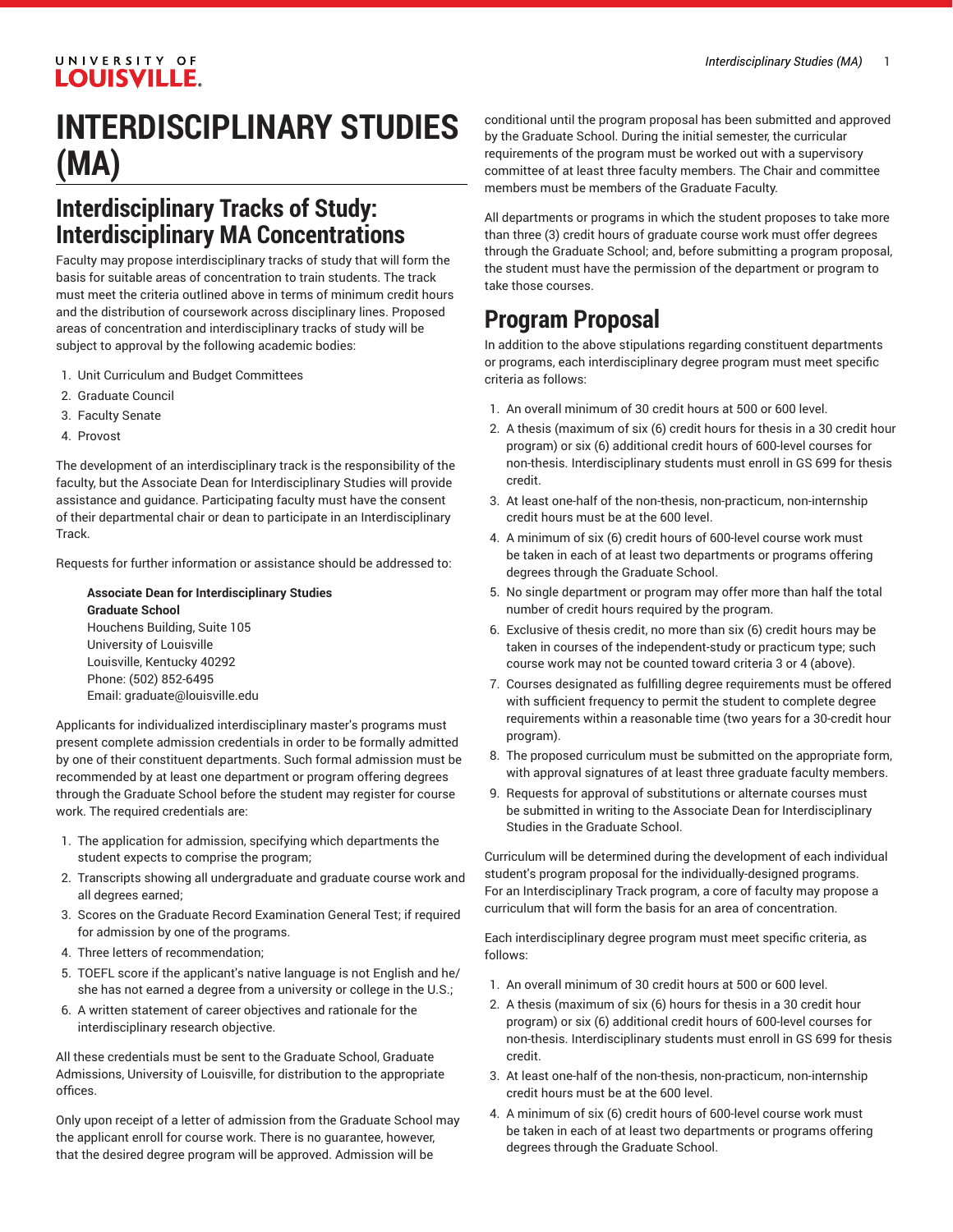# INTERDISCIPLINARY STUDIES (MA)

## Interdisciplinary Tracks of Study: Interdisciplinary MA Concentrations

Faculty may propose interdisciplinary tracks of study that will form the basis for suitable areas of concentration to train students. The track must meet the criteria outlined above in terms of minimum credit hours and the distribution of coursework across disciplinary lines. Proposed areas of concentration and interdisciplinary tracks of study will be subject to approval by the following academic bodies:

1. Unit Curriculum and Budget Committees
2. Graduate Council
3. Faculty Senate
4. Provost

The development of an interdisciplinary track is the responsibility of the faculty, but the Associate Dean for Interdisciplinary Studies will provide assistance and guidance. Participating faculty must have the consent of their departmental chair or dean to participate in an Interdisciplinary Track.

Requests for further information or assistance should be addressed to:

> **Associate Dean for Interdisciplinary Studies**
> **Graduate School**
> Houchens Building, Suite 105
> University of Louisville
> Louisville, Kentucky 40292
> Phone: (502) 852-6495
> Email: graduate@louisville.edu

Applicants for individualized interdisciplinary master's programs must present complete admission credentials in order to be formally admitted by one of their constituent departments. Such formal admission must be recommended by at least one department or program offering degrees through the Graduate School before the student may register for course work. The required credentials are:

1. The application for admission, specifying which departments the student expects to comprise the program;
2. Transcripts showing all undergraduate and graduate course work and all degrees earned;
3. Scores on the Graduate Record Examination General Test; if required for admission by one of the programs.
4. Three letters of recommendation;
5. TOEFL score if the applicant's native language is not English and he/she has not earned a degree from a university or college in the U.S.;
6. A written statement of career objectives and rationale for the interdisciplinary research objective.

All these credentials must be sent to the Graduate School, Graduate Admissions, University of Louisville, for distribution to the appropriate offices.

Only upon receipt of a letter of admission from the Graduate School may the applicant enroll for course work. There is no guarantee, however, that the desired degree program will be approved. Admission will be conditional until the program proposal has been submitted and approved by the Graduate School. During the initial semester, the curricular requirements of the program must be worked out with a supervisory committee of at least three faculty members. The Chair and committee members must be members of the Graduate Faculty.

All departments or programs in which the student proposes to take more than three (3) credit hours of graduate course work must offer degrees through the Graduate School; and, before submitting a program proposal, the student must have the permission of the department or program to take those courses.

## Program Proposal

In addition to the above stipulations regarding constituent departments or programs, each interdisciplinary degree program must meet specific criteria as follows:

1. An overall minimum of 30 credit hours at 500 or 600 level.
2. A thesis (maximum of six (6) credit hours for thesis in a 30 credit hour program) or six (6) additional credit hours of 600-level courses for non-thesis. Interdisciplinary students must enroll in GS 699 for thesis credit.
3. At least one-half of the non-thesis, non-practicum, non-internship credit hours must be at the 600 level.
4. A minimum of six (6) credit hours of 600-level course work must be taken in each of at least two departments or programs offering degrees through the Graduate School.
5. No single department or program may offer more than half the total number of credit hours required by the program.
6. Exclusive of thesis credit, no more than six (6) credit hours may be taken in courses of the independent-study or practicum type; such course work may not be counted toward criteria 3 or 4 (above).
7. Courses designated as fulfilling degree requirements must be offered with sufficient frequency to permit the student to complete degree requirements within a reasonable time (two years for a 30-credit hour program).
8. The proposed curriculum must be submitted on the appropriate form, with approval signatures of at least three graduate faculty members.
9. Requests for approval of substitutions or alternate courses must be submitted in writing to the Associate Dean for Interdisciplinary Studies in the Graduate School.

Curriculum will be determined during the development of each individual student's program proposal for the individually-designed programs. For an Interdisciplinary Track program, a core of faculty may propose a curriculum that will form the basis for an area of concentration.

Each interdisciplinary degree program must meet specific criteria, as follows:

1. An overall minimum of 30 credit hours at 500 or 600 level.
2. A thesis (maximum of six (6) hours for thesis in a 30 credit hour program) or six (6) additional credit hours of 600-level courses for non-thesis. Interdisciplinary students must enroll in GS 699 for thesis credit.
3. At least one-half of the non-thesis, non-practicum, non-internship credit hours must be at the 600 level.
4. A minimum of six (6) credit hours of 600-level course work must be taken in each of at least two departments or programs offering degrees through the Graduate School.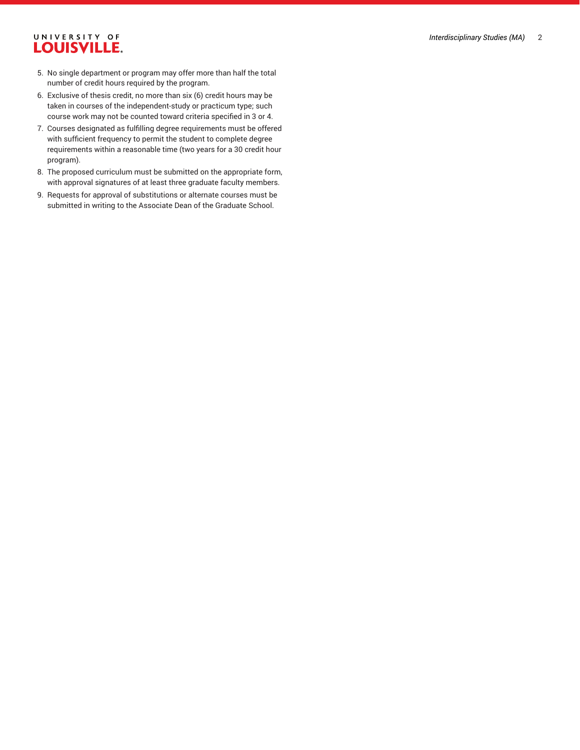5. No single department or program may offer more than half the total number of credit hours required by the program.
6. Exclusive of thesis credit, no more than six (6) credit hours may be taken in courses of the independent-study or practicum type; such course work may not be counted toward criteria specified in 3 or 4.
7. Courses designated as fulfilling degree requirements must be offered with sufficient frequency to permit the student to complete degree requirements within a reasonable time (two years for a 30 credit hour program).
8. The proposed curriculum must be submitted on the appropriate form, with approval signatures of at least three graduate faculty members.
9. Requests for approval of substitutions or alternate courses must be submitted in writing to the Associate Dean of the Graduate School.